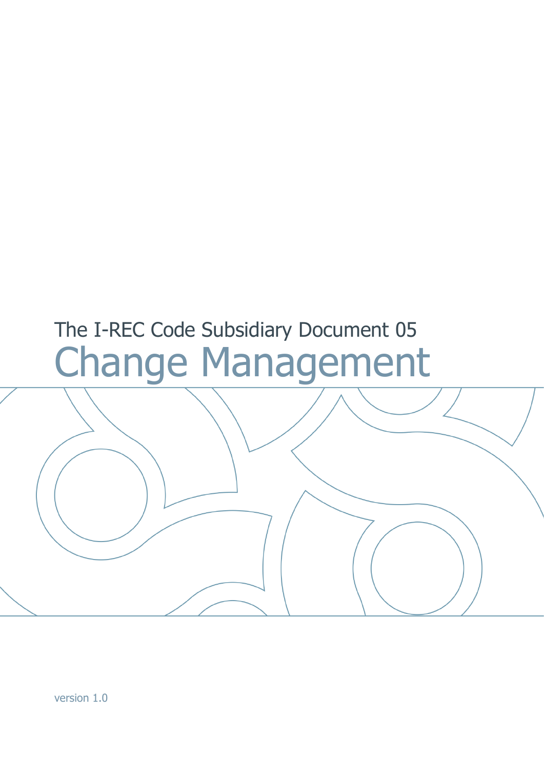The I-REC Code Subsidiary Document 05

# Change Management

version 1.0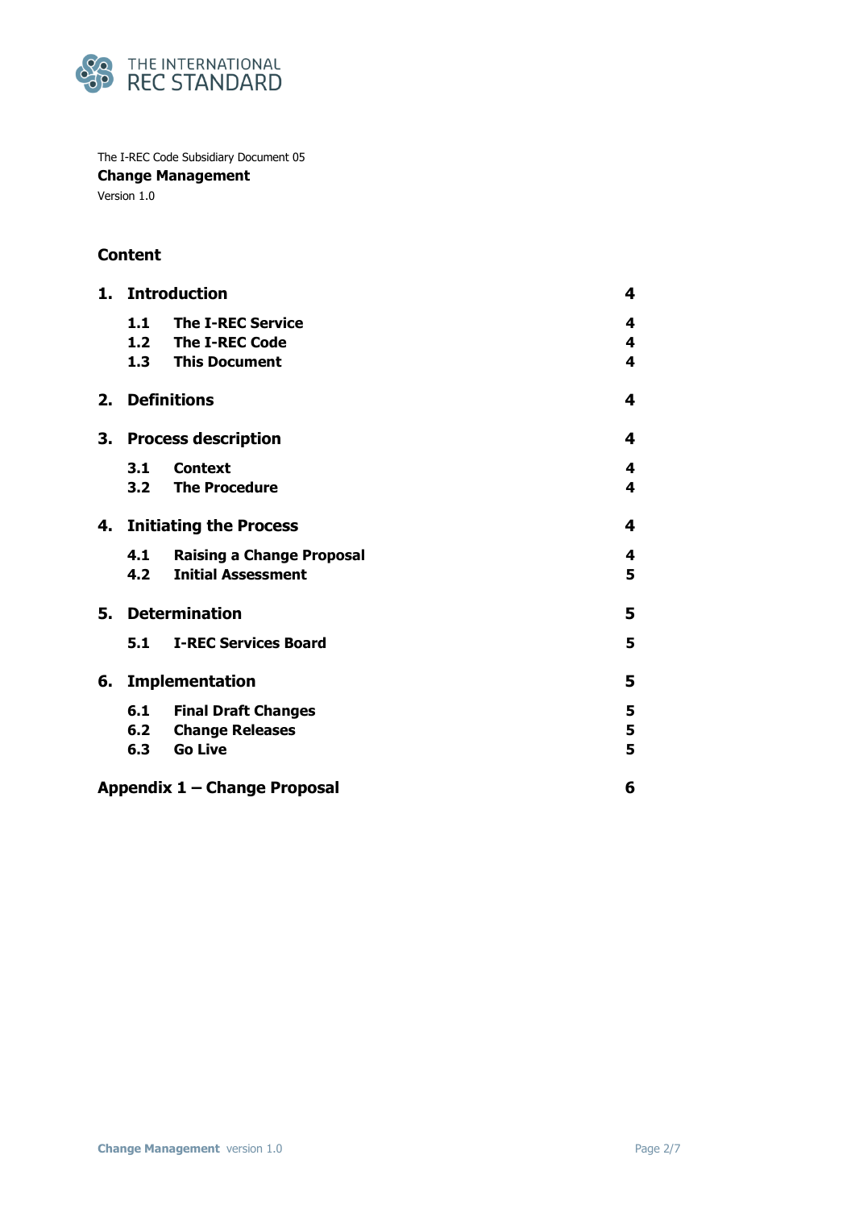THE INTERNATIONAL REC STANDARD

The I-REC Code Subsidiary Document 05

**Change Management**

Version 1.0

## Content

| | |
|---|---|
| **1. Introduction** | **4** |
| **1.1 The I-REC Service** | **4** |
| **1.2 The I-REC Code** | **4** |
| **1.3 This Document** | **4** |
| **2. Definitions** | **4** |
| **3. Process description** | **4** |
| **3.1 Context** | **4** |
| **3.2 The Procedure** | **4** |
| **4. Initiating the Process** | **4** |
| **4.1 Raising a Change Proposal** | **4** |
| **4.2 Initial Assessment** | **5** |
| **5. Determination** | **5** |
| **5.1 I-REC Services Board** | **5** |
| **6. Implementation** | **5** |
| **6.1 Final Draft Changes** | **5** |
| **6.2 Change Releases** | **5** |
| **6.3 Go Live** | **5** |
| **Appendix 1 – Change Proposal** | **6** |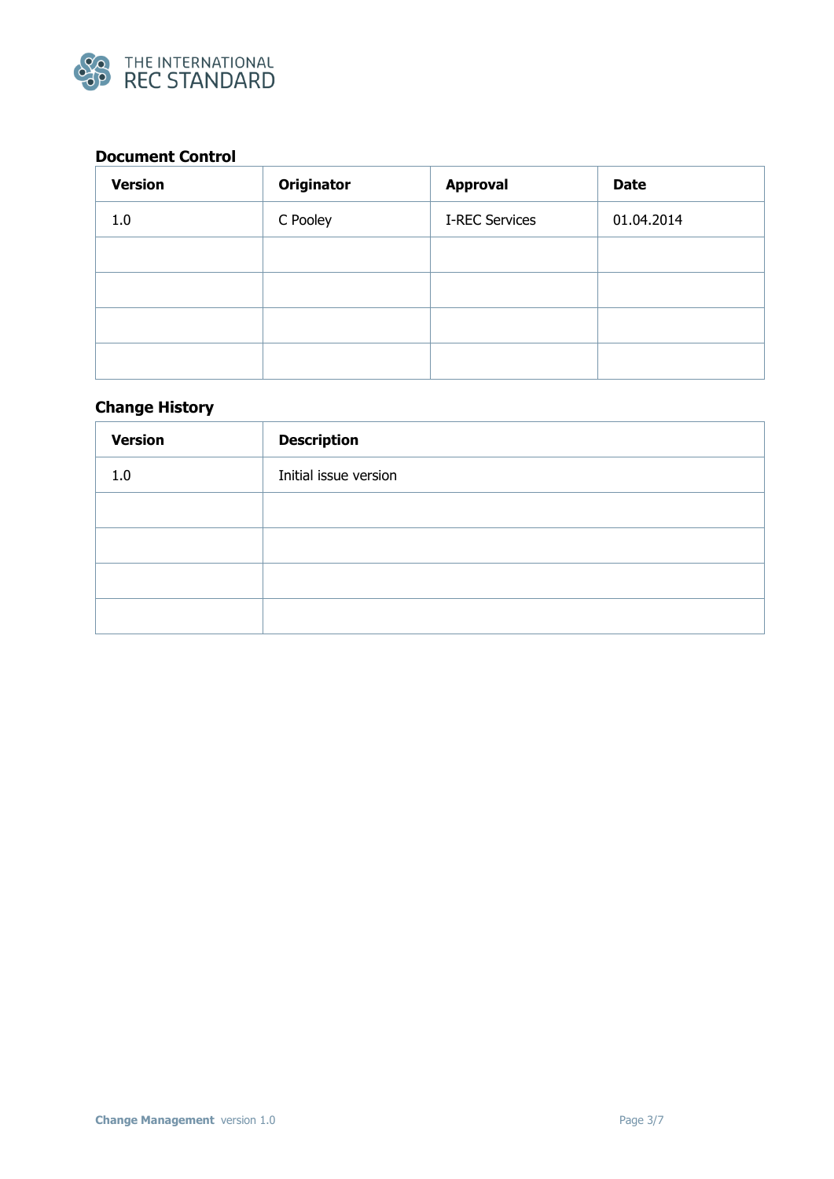## Document Control

| Version | Originator | Approval | Date |
|---|---|---|---|
| 1.0 | C Pooley | I-REC Services | 01.04.2014 |
| | | | |
| | | | |
| | | | |
| | | | |

## Change History

| Version | Description |
|---|---|
| 1.0 | Initial issue version |
| | |
| | |
| | |
| | |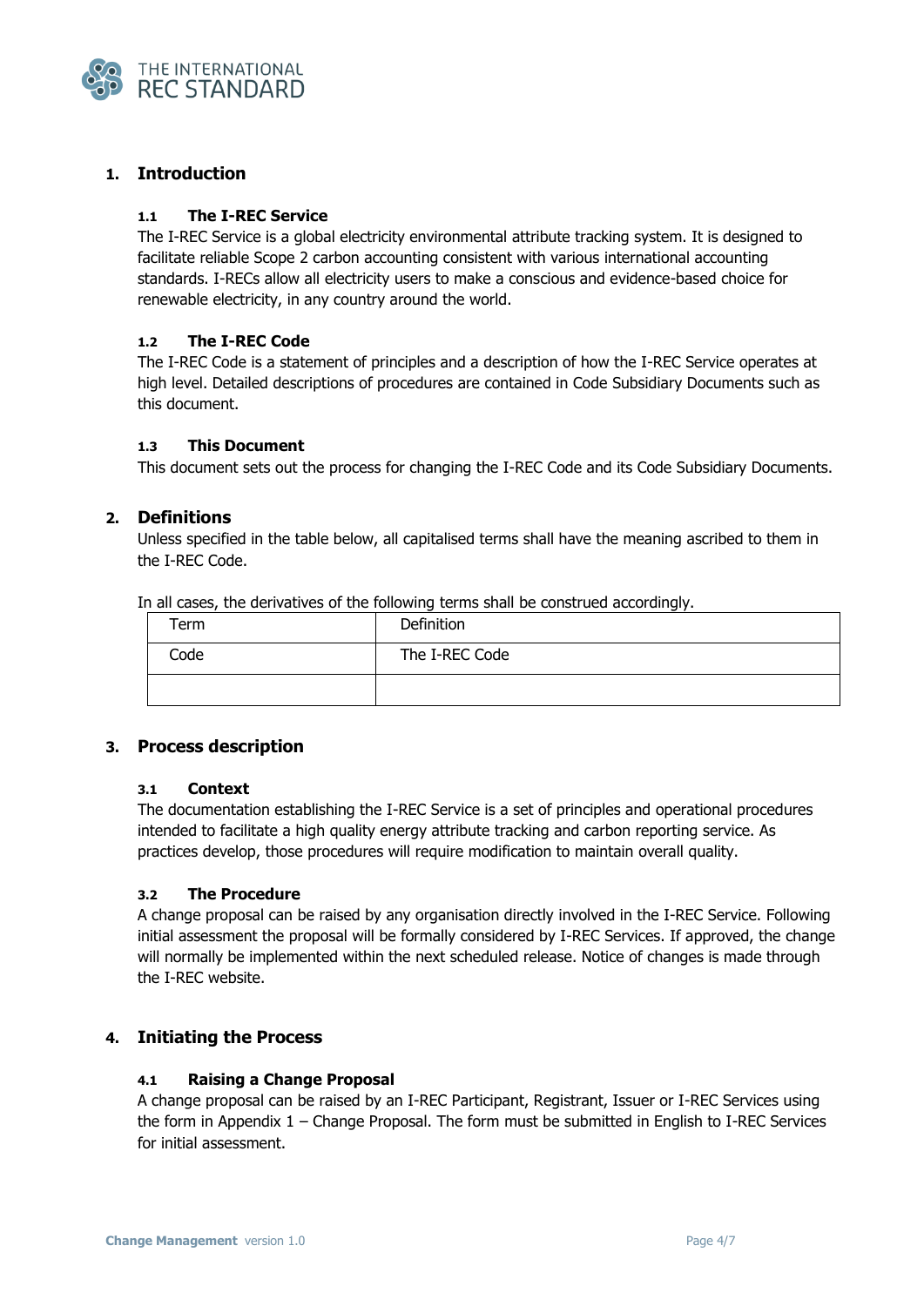## 1. Introduction

### 1.1 The I-REC Service

The I-REC Service is a global electricity environmental attribute tracking system. It is designed to facilitate reliable Scope 2 carbon accounting consistent with various international accounting standards. I-RECs allow all electricity users to make a conscious and evidence-based choice for renewable electricity, in any country around the world.

### 1.2 The I-REC Code

The I-REC Code is a statement of principles and a description of how the I-REC Service operates at high level. Detailed descriptions of procedures are contained in Code Subsidiary Documents such as this document.

### 1.3 This Document

This document sets out the process for changing the I-REC Code and its Code Subsidiary Documents.

## 2. Definitions

Unless specified in the table below, all capitalised terms shall have the meaning ascribed to them in the I-REC Code.

In all cases, the derivatives of the following terms shall be construed accordingly.

| Term | Definition |
|---|---|
| Code | The I-REC Code |
| | |

## 3. Process description

### 3.1 Context

The documentation establishing the I-REC Service is a set of principles and operational procedures intended to facilitate a high quality energy attribute tracking and carbon reporting service. As practices develop, those procedures will require modification to maintain overall quality.

### 3.2 The Procedure

A change proposal can be raised by any organisation directly involved in the I-REC Service. Following initial assessment the proposal will be formally considered by I-REC Services. If approved, the change will normally be implemented within the next scheduled release. Notice of changes is made through the I-REC website.

## 4. Initiating the Process

### 4.1 Raising a Change Proposal

A change proposal can be raised by an I-REC Participant, Registrant, Issuer or I-REC Services using the form in Appendix 1 – Change Proposal. The form must be submitted in English to I-REC Services for initial assessment.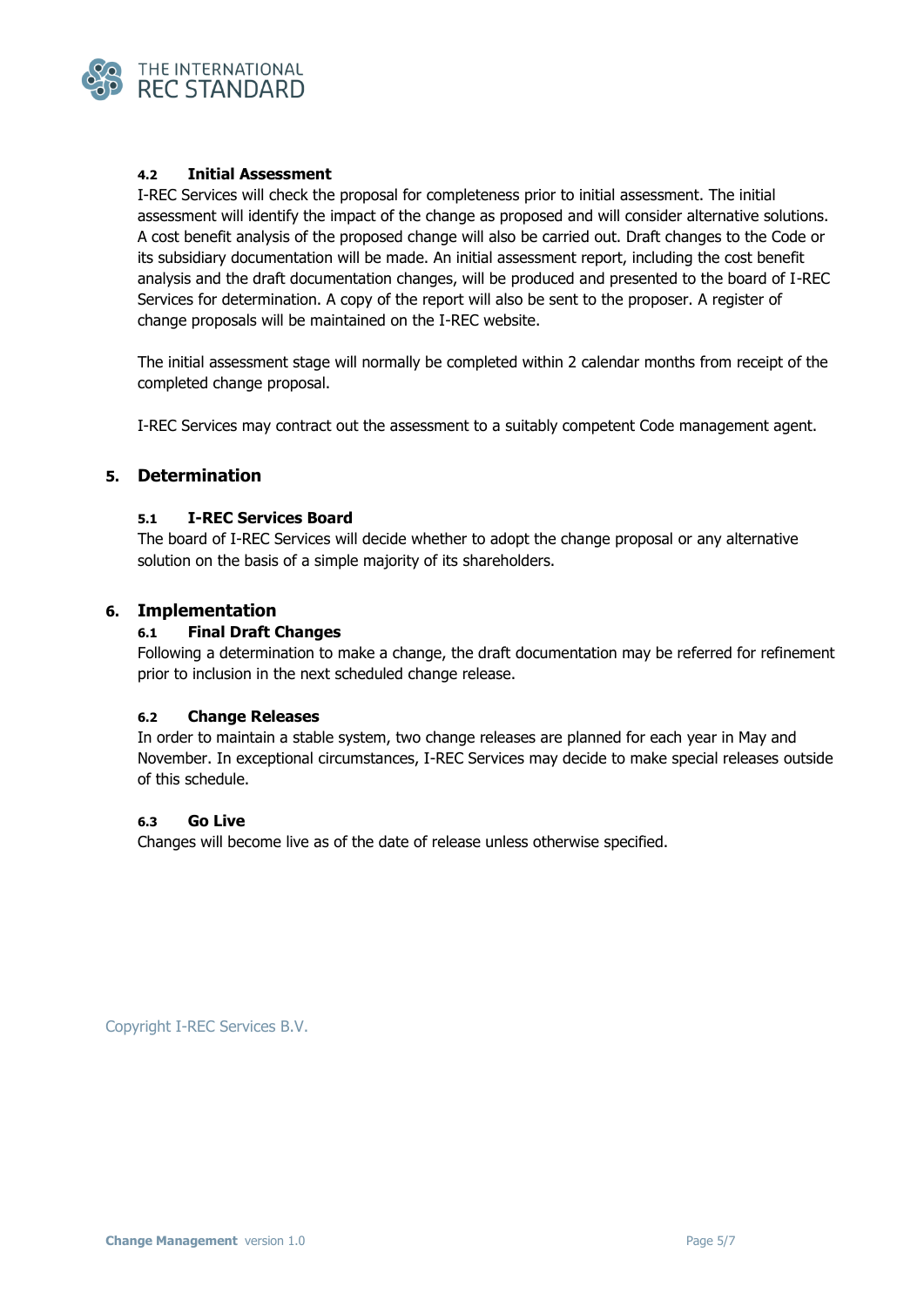### 4.2 Initial Assessment

I-REC Services will check the proposal for completeness prior to initial assessment. The initial assessment will identify the impact of the change as proposed and will consider alternative solutions. A cost benefit analysis of the proposed change will also be carried out. Draft changes to the Code or its subsidiary documentation will be made. An initial assessment report, including the cost benefit analysis and the draft documentation changes, will be produced and presented to the board of I-REC Services for determination. A copy of the report will also be sent to the proposer. A register of change proposals will be maintained on the I-REC website.

The initial assessment stage will normally be completed within 2 calendar months from receipt of the completed change proposal.

I-REC Services may contract out the assessment to a suitably competent Code management agent.

## 5. Determination

### 5.1 I-REC Services Board

The board of I-REC Services will decide whether to adopt the change proposal or any alternative solution on the basis of a simple majority of its shareholders.

## 6. Implementation

### 6.1 Final Draft Changes

Following a determination to make a change, the draft documentation may be referred for refinement prior to inclusion in the next scheduled change release.

### 6.2 Change Releases

In order to maintain a stable system, two change releases are planned for each year in May and November. In exceptional circumstances, I-REC Services may decide to make special releases outside of this schedule.

### 6.3 Go Live

Changes will become live as of the date of release unless otherwise specified.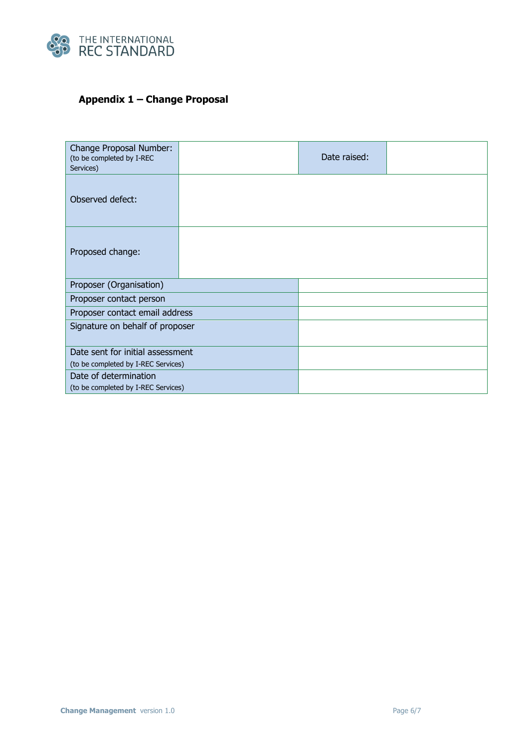## Appendix 1 – Change Proposal

| Change Proposal Number: (to be completed by I-REC Services) | | Date raised: | |
|---|---|---|---|
| Observed defect: | | | |
| Proposed change: | | | |
| Proposer (Organisation) | | | |
| Proposer contact person | | | |
| Proposer contact email address | | | |
| Signature on behalf of proposer | | | |
| Date sent for initial assessment (to be completed by I-REC Services) | | | |
| Date of determination (to be completed by I-REC Services) | | | |